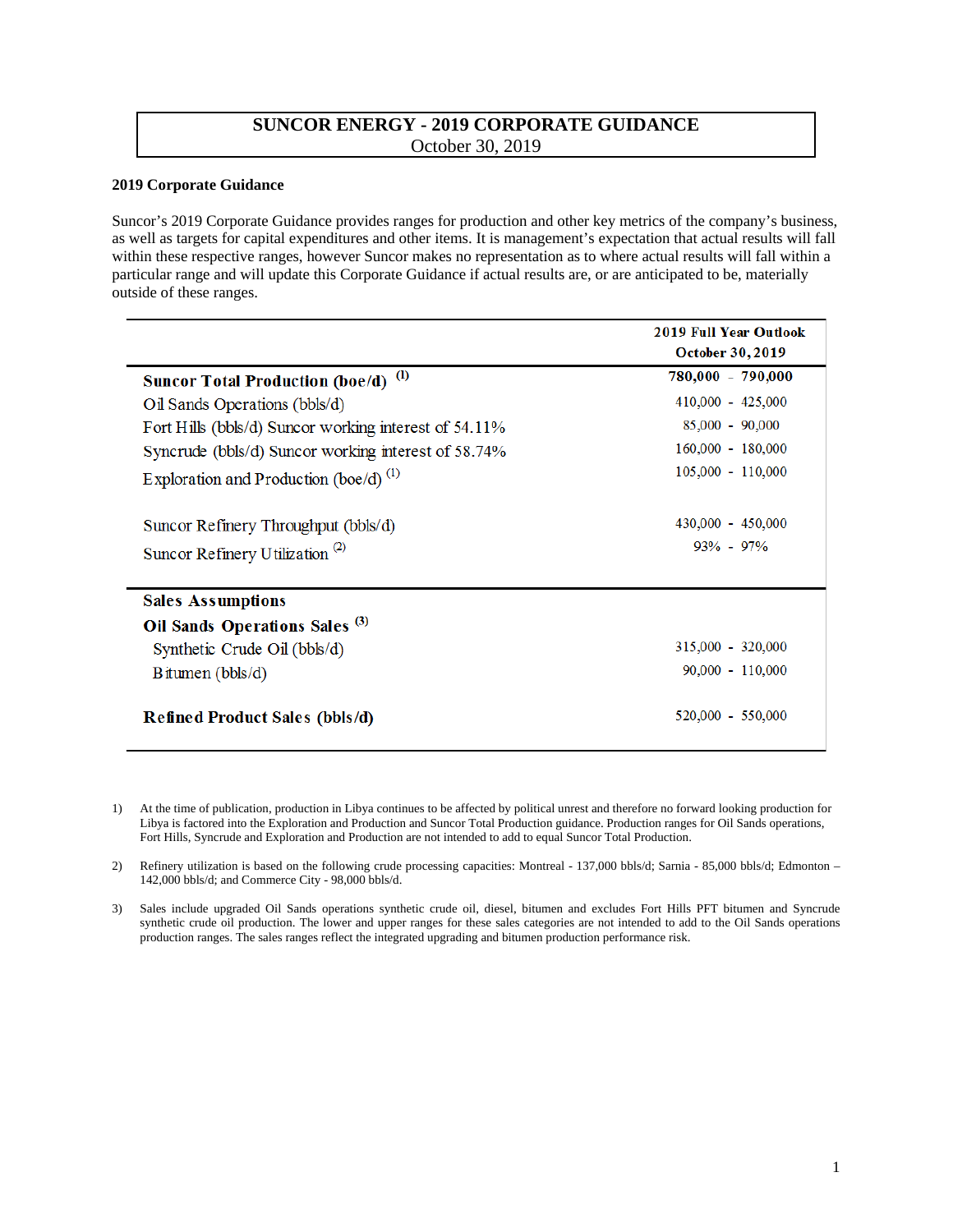# SUNCOR ENERGY - 2019 CORPORATE GUIDANCE

October 30, 2019

## 2019 Corporate Guidance

Suncor's 2019 Corporate Guidance provides ranges for production and other key metrics of the company's business, as well as targets for capital expenditures and other items. It is management's expectation that actual results will fall within these respective ranges, however Suncor makes no representation as to where actual results will fall within a particular range and will update this Corporate Guidance if actual results are, or are anticipated to be, materially outside of these ranges.

| | 2019 Full Year Outlook October 30, 2019 |
|---|---|
| **Suncor Total Production (boe/d)** [1] | **780,000 - 790,000** |
| Oil Sands Operations (bbls/d) | 410,000 - 425,000 |
| Fort Hills (bbls/d) Suncor working interest of 54.11% | 85,000 - 90,000 |
| Syncrude (bbls/d) Suncor working interest of 58.74% | 160,000 - 180,000 |
| Exploration and Production (boe/d) [1] | 105,000 - 110,000 |
| | |
| Suncor Refinery Throughput (bbls/d) | 430,000 - 450,000 |
| Suncor Refinery Utilization [2] | 93% - 97% |
| **Sales Assumptions** | |
| **Oil Sands Operations Sales** [3] | |
| Synthetic Crude Oil (bbls/d) | 315,000 - 320,000 |
| Bitumen (bbls/d) | 90,000 - 110,000 |
| | |
| **Refined Product Sales (bbls/d)** | 520,000 - 550,000 |

1) At the time of publication, production in Libya continues to be affected by political unrest and therefore no forward looking production for Libya is factored into the Exploration and Production and Suncor Total Production guidance. Production ranges for Oil Sands operations, Fort Hills, Syncrude and Exploration and Production are not intended to add to equal Suncor Total Production.

2) Refinery utilization is based on the following crude processing capacities: Montreal - 137,000 bbls/d; Sarnia - 85,000 bbls/d; Edmonton – 142,000 bbls/d; and Commerce City - 98,000 bbls/d.

3) Sales include upgraded Oil Sands operations synthetic crude oil, diesel, bitumen and excludes Fort Hills PFT bitumen and Syncrude synthetic crude oil production. The lower and upper ranges for these sales categories are not intended to add to the Oil Sands operations production ranges. The sales ranges reflect the integrated upgrading and bitumen production performance risk.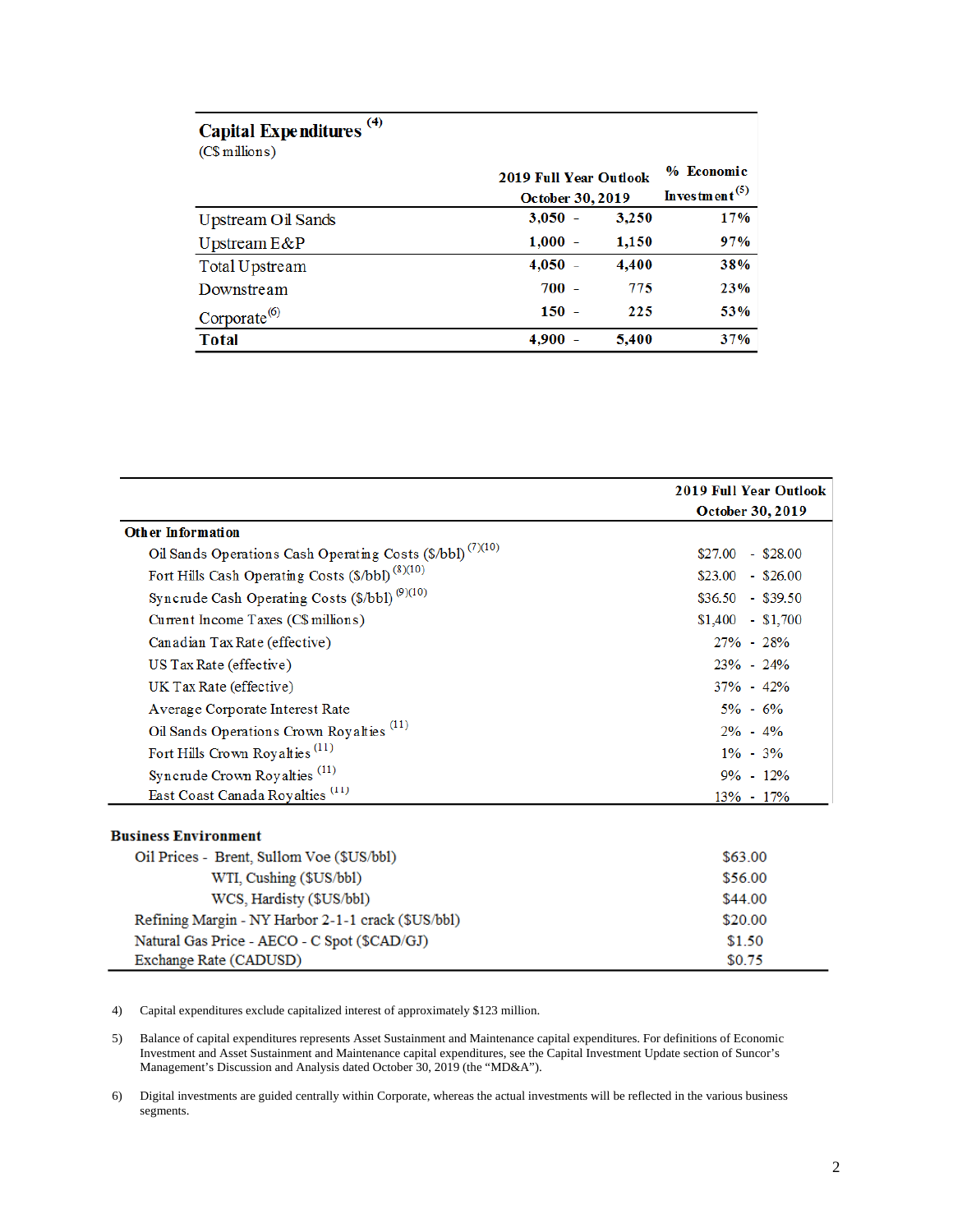| **Capital Expenditures** [(4)] (C$ millions) | **2019 Full Year Outlook October 30, 2019** | **% Economic Investment** [(5)] |
|---|---|---|
| Upstream Oil Sands | **3,050 - 3,250** | **17%** |
| Upstream E&P | **1,000 - 1,150** | **97%** |
| Total Upstream | **4,050 - 4,400** | **38%** |
| Downstream | **700 - 775** | **23%** |
| Corporate [(6)] | **150 - 225** | **53%** |
| **Total** | **4,900 - 5,400** | **37%** |

| | **2019 Full Year Outlook October 30, 2019** |
|---|---|
| **Other Information** | |
| Oil Sands Operations Cash Operating Costs ($/bbl) [(7)(10)] | $27.00 - $28.00 |
| Fort Hills Cash Operating Costs ($/bbl) [(8)(10)] | $23.00 - $26.00 |
| Syncrude Cash Operating Costs ($/bbl) [(9)(10)] | $36.50 - $39.50 |
| Current Income Taxes (C$ millions) | $1,400 - $1,700 |
| Canadian Tax Rate (effective) | 27% - 28% |
| US Tax Rate (effective) | 23% - 24% |
| UK Tax Rate (effective) | 37% - 42% |
| Average Corporate Interest Rate | 5% - 6% |
| Oil Sands Operations Crown Royalties [(11)] | 2% - 4% |
| Fort Hills Crown Royalties [(11)] | 1% - 3% |
| Syncrude Crown Royalties [(11)] | 9% - 12% |
| East Coast Canada Royalties [(11)] | 13% - 17% |

| **Business Environment** | |
|---|---|
| Oil Prices - Brent, Sullom Voe ($US/bbl) | $63.00 |
| WTI, Cushing ($US/bbl) | $56.00 |
| WCS, Hardisty ($US/bbl) | $44.00 |
| Refining Margin - NY Harbor 2-1-1 crack ($US/bbl) | $20.00 |
| Natural Gas Price - AECO - C Spot ($CAD/GJ) | $1.50 |
| Exchange Rate (CADUSD) | $0.75 |

4) Capital expenditures exclude capitalized interest of approximately $123 million.

5) Balance of capital expenditures represents Asset Sustainment and Maintenance capital expenditures. For definitions of Economic Investment and Asset Sustainment and Maintenance capital expenditures, see the Capital Investment Update section of Suncor's Management's Discussion and Analysis dated October 30, 2019 (the "MD&A").

6) Digital investments are guided centrally within Corporate, whereas the actual investments will be reflected in the various business segments.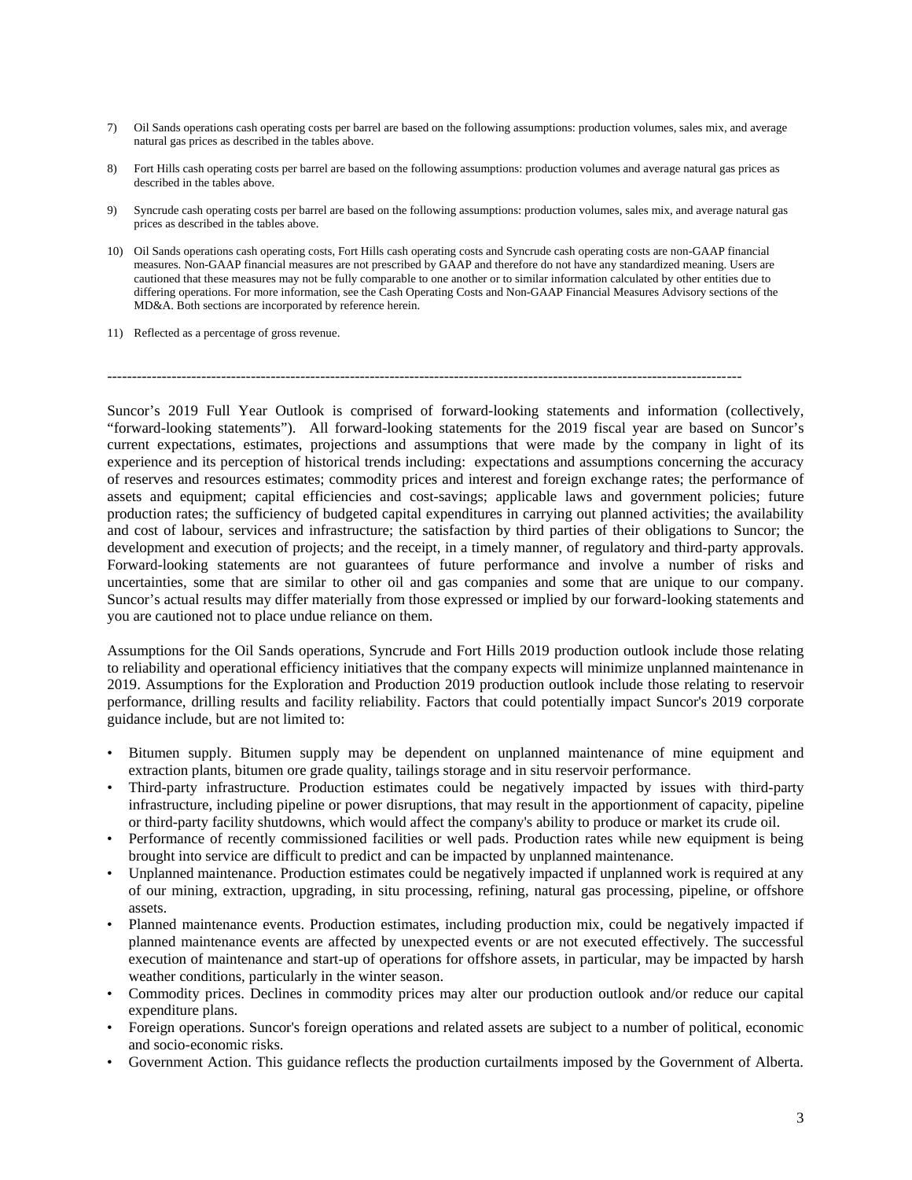7) Oil Sands operations cash operating costs per barrel are based on the following assumptions: production volumes, sales mix, and average natural gas prices as described in the tables above.

8) Fort Hills cash operating costs per barrel are based on the following assumptions: production volumes and average natural gas prices as described in the tables above.

9) Syncrude cash operating costs per barrel are based on the following assumptions: production volumes, sales mix, and average natural gas prices as described in the tables above.

10) Oil Sands operations cash operating costs, Fort Hills cash operating costs and Syncrude cash operating costs are non-GAAP financial measures. Non-GAAP financial measures are not prescribed by GAAP and therefore do not have any standardized meaning. Users are cautioned that these measures may not be fully comparable to one another or to similar information calculated by other entities due to differing operations. For more information, see the Cash Operating Costs and Non-GAAP Financial Measures Advisory sections of the MD&A. Both sections are incorporated by reference herein.

11) Reflected as a percentage of gross revenue.

---

Suncor's 2019 Full Year Outlook is comprised of forward-looking statements and information (collectively, "forward-looking statements"). All forward-looking statements for the 2019 fiscal year are based on Suncor's current expectations, estimates, projections and assumptions that were made by the company in light of its experience and its perception of historical trends including: expectations and assumptions concerning the accuracy of reserves and resources estimates; commodity prices and interest and foreign exchange rates; the performance of assets and equipment; capital efficiencies and cost-savings; applicable laws and government policies; future production rates; the sufficiency of budgeted capital expenditures in carrying out planned activities; the availability and cost of labour, services and infrastructure; the satisfaction by third parties of their obligations to Suncor; the development and execution of projects; and the receipt, in a timely manner, of regulatory and third-party approvals. Forward-looking statements are not guarantees of future performance and involve a number of risks and uncertainties, some that are similar to other oil and gas companies and some that are unique to our company. Suncor's actual results may differ materially from those expressed or implied by our forward-looking statements and you are cautioned not to place undue reliance on them.

Assumptions for the Oil Sands operations, Syncrude and Fort Hills 2019 production outlook include those relating to reliability and operational efficiency initiatives that the company expects will minimize unplanned maintenance in 2019. Assumptions for the Exploration and Production 2019 production outlook include those relating to reservoir performance, drilling results and facility reliability. Factors that could potentially impact Suncor's 2019 corporate guidance include, but are not limited to:

- Bitumen supply. Bitumen supply may be dependent on unplanned maintenance of mine equipment and extraction plants, bitumen ore grade quality, tailings storage and in situ reservoir performance.
- Third-party infrastructure. Production estimates could be negatively impacted by issues with third-party infrastructure, including pipeline or power disruptions, that may result in the apportionment of capacity, pipeline or third-party facility shutdowns, which would affect the company's ability to produce or market its crude oil.
- Performance of recently commissioned facilities or well pads. Production rates while new equipment is being brought into service are difficult to predict and can be impacted by unplanned maintenance.
- Unplanned maintenance. Production estimates could be negatively impacted if unplanned work is required at any of our mining, extraction, upgrading, in situ processing, refining, natural gas processing, pipeline, or offshore assets.
- Planned maintenance events. Production estimates, including production mix, could be negatively impacted if planned maintenance events are affected by unexpected events or are not executed effectively. The successful execution of maintenance and start-up of operations for offshore assets, in particular, may be impacted by harsh weather conditions, particularly in the winter season.
- Commodity prices. Declines in commodity prices may alter our production outlook and/or reduce our capital expenditure plans.
- Foreign operations. Suncor's foreign operations and related assets are subject to a number of political, economic and socio-economic risks.
- Government Action. This guidance reflects the production curtailments imposed by the Government of Alberta.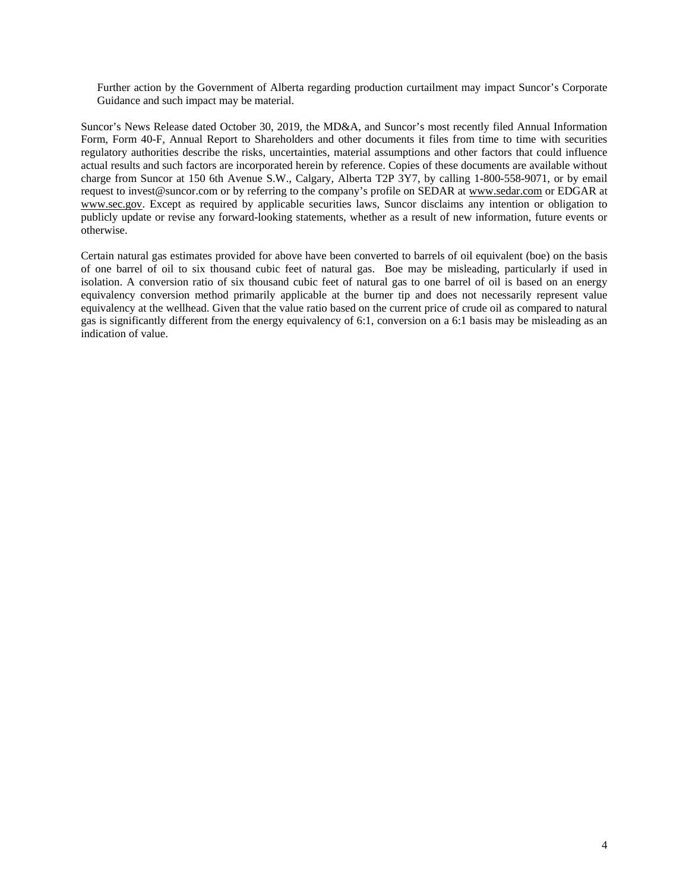Further action by the Government of Alberta regarding production curtailment may impact Suncor's Corporate Guidance and such impact may be material.

Suncor's News Release dated October 30, 2019, the MD&A, and Suncor's most recently filed Annual Information Form, Form 40-F, Annual Report to Shareholders and other documents it files from time to time with securities regulatory authorities describe the risks, uncertainties, material assumptions and other factors that could influence actual results and such factors are incorporated herein by reference. Copies of these documents are available without charge from Suncor at 150 6th Avenue S.W., Calgary, Alberta T2P 3Y7, by calling 1-800-558-9071, or by email request to invest@suncor.com or by referring to the company's profile on SEDAR at www.sedar.com or EDGAR at www.sec.gov. Except as required by applicable securities laws, Suncor disclaims any intention or obligation to publicly update or revise any forward-looking statements, whether as a result of new information, future events or otherwise.

Certain natural gas estimates provided for above have been converted to barrels of oil equivalent (boe) on the basis of one barrel of oil to six thousand cubic feet of natural gas. Boe may be misleading, particularly if used in isolation. A conversion ratio of six thousand cubic feet of natural gas to one barrel of oil is based on an energy equivalency conversion method primarily applicable at the burner tip and does not necessarily represent value equivalency at the wellhead. Given that the value ratio based on the current price of crude oil as compared to natural gas is significantly different from the energy equivalency of 6:1, conversion on a 6:1 basis may be misleading as an indication of value.